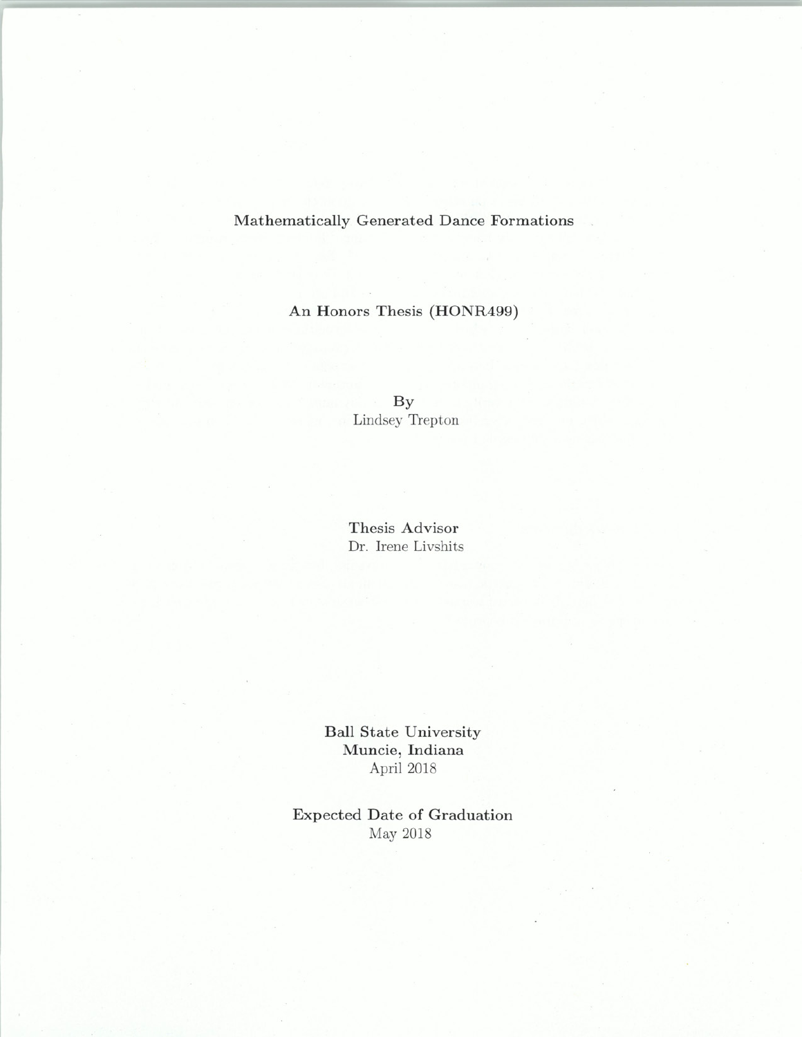# Mathematically Generated Dance Formations

**An Honors Thesis (HONR499)**

**By**
Lindsey Trepton

**Thesis Advisor**
Dr. Irene Livshits

**Ball State University**
**Muncie, Indiana**
April 2018

**Expected Date of Graduation**
May 2018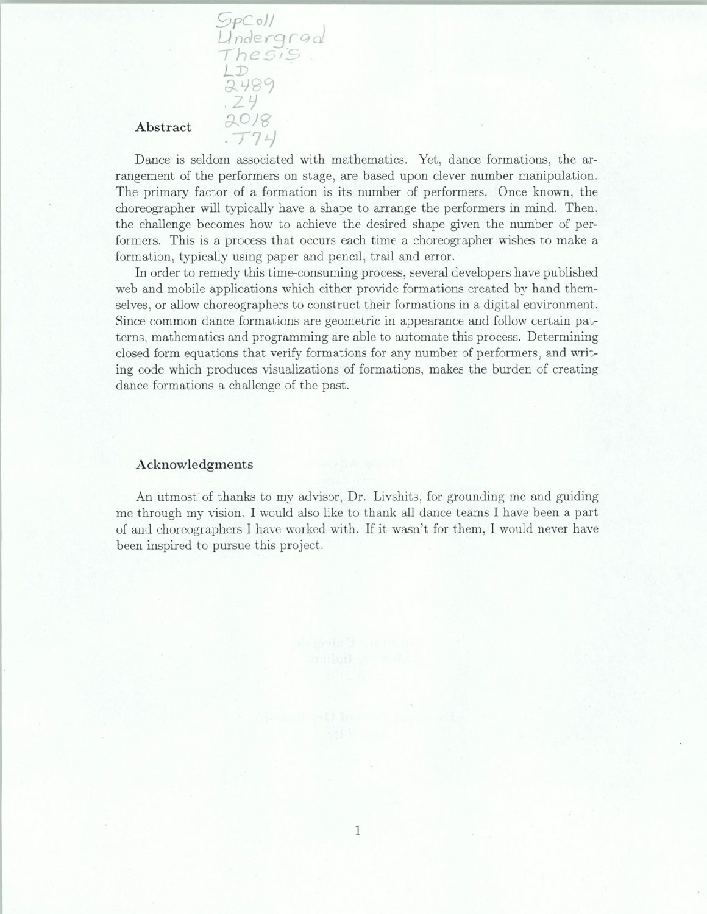SpColl
Undergrad
Thesis
LD
2489
.Z4
2018
.T74

## Abstract

Dance is seldom associated with mathematics. Yet, dance formations, the arrangement of the performers on stage, are based upon clever number manipulation. The primary factor of a formation is its number of performers. Once known, the choreographer will typically have a shape to arrange the performers in mind. Then, the challenge becomes how to achieve the desired shape given the number of performers. This is a process that occurs each time a choreographer wishes to make a formation, typically using paper and pencil, trail and error.

In order to remedy this time-consuming process, several developers have published web and mobile applications which either provide formations created by hand themselves, or allow choreographers to construct their formations in a digital environment. Since common dance formations are geometric in appearance and follow certain patterns, mathematics and programming are able to automate this process. Determining closed form equations that verify formations for any number of performers, and writing code which produces visualizations of formations, makes the burden of creating dance formations a challenge of the past.

## Acknowledgments

An utmost of thanks to my advisor, Dr. Livshits, for grounding me and guiding me through my vision. I would also like to thank all dance teams I have been a part of and choreographers I have worked with. If it wasn't for them, I would never have been inspired to pursue this project.